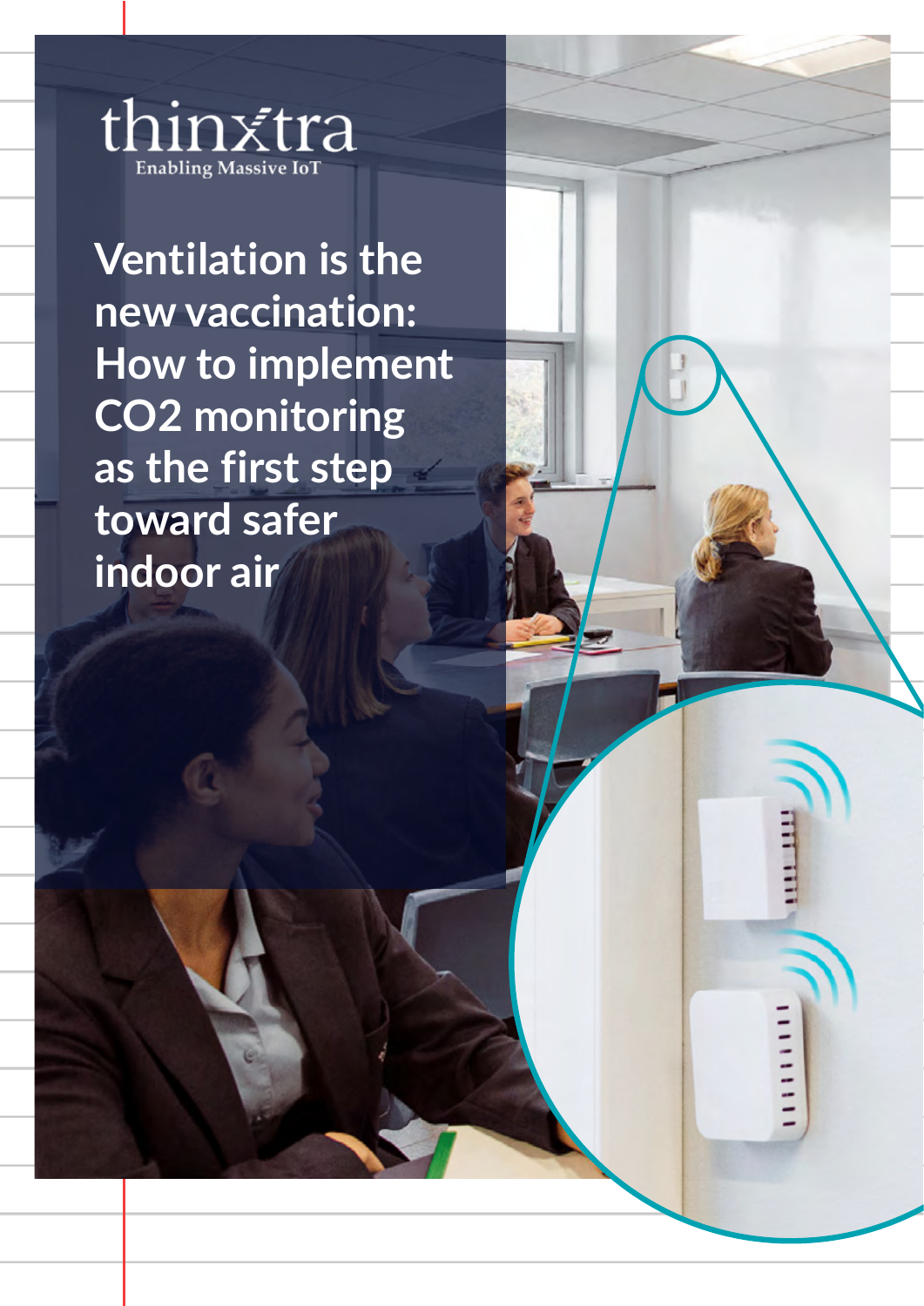thinxtra

Enabling Massive IoT

# Ventilation is the new vaccination: How to implement CO2 monitoring as the first step toward safer indoor air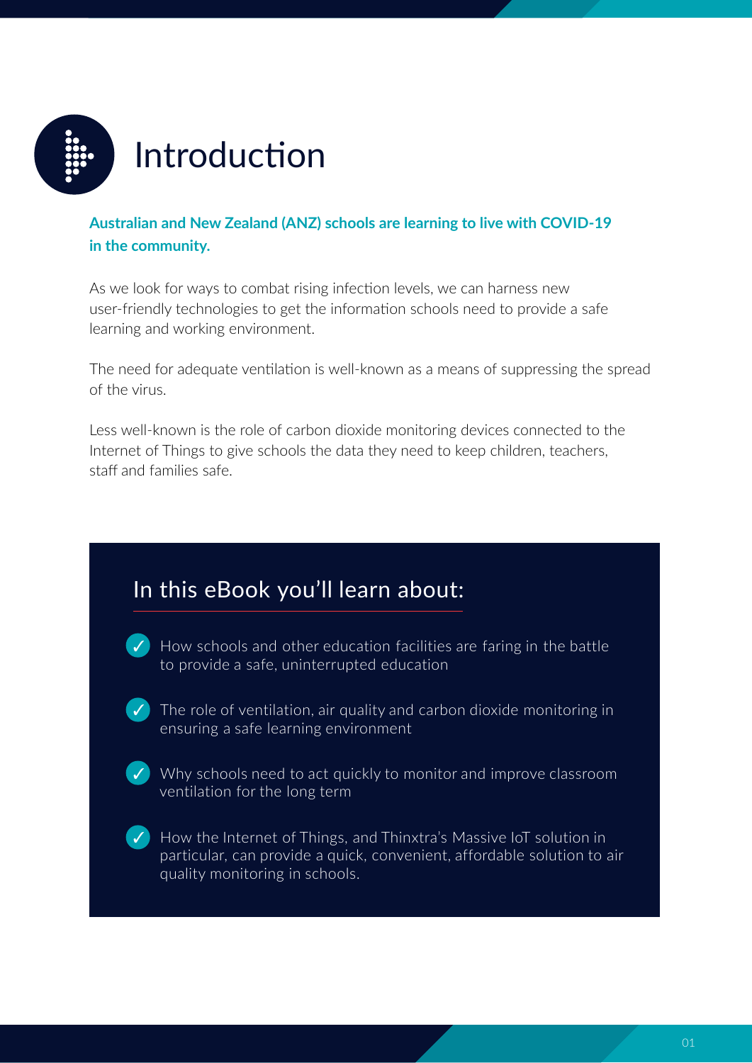# Introduction

**Australian and New Zealand (ANZ) schools are learning to live with COVID-19 in the community.**

As we look for ways to combat rising infection levels, we can harness new user-friendly technologies to get the information schools need to provide a safe learning and working environment.

The need for adequate ventilation is well-known as a means of suppressing the spread of the virus.

Less well-known is the role of carbon dioxide monitoring devices connected to the Internet of Things to give schools the data they need to keep children, teachers, staff and families safe.

## In this eBook you'll learn about:

- ✓ How schools and other education facilities are faring in the battle to provide a safe, uninterrupted education
- ✓ The role of ventilation, air quality and carbon dioxide monitoring in ensuring a safe learning environment
- ✓ Why schools need to act quickly to monitor and improve classroom ventilation for the long term
- ✓ How the Internet of Things, and Thinxtra's Massive IoT solution in particular, can provide a quick, convenient, affordable solution to air quality monitoring in schools.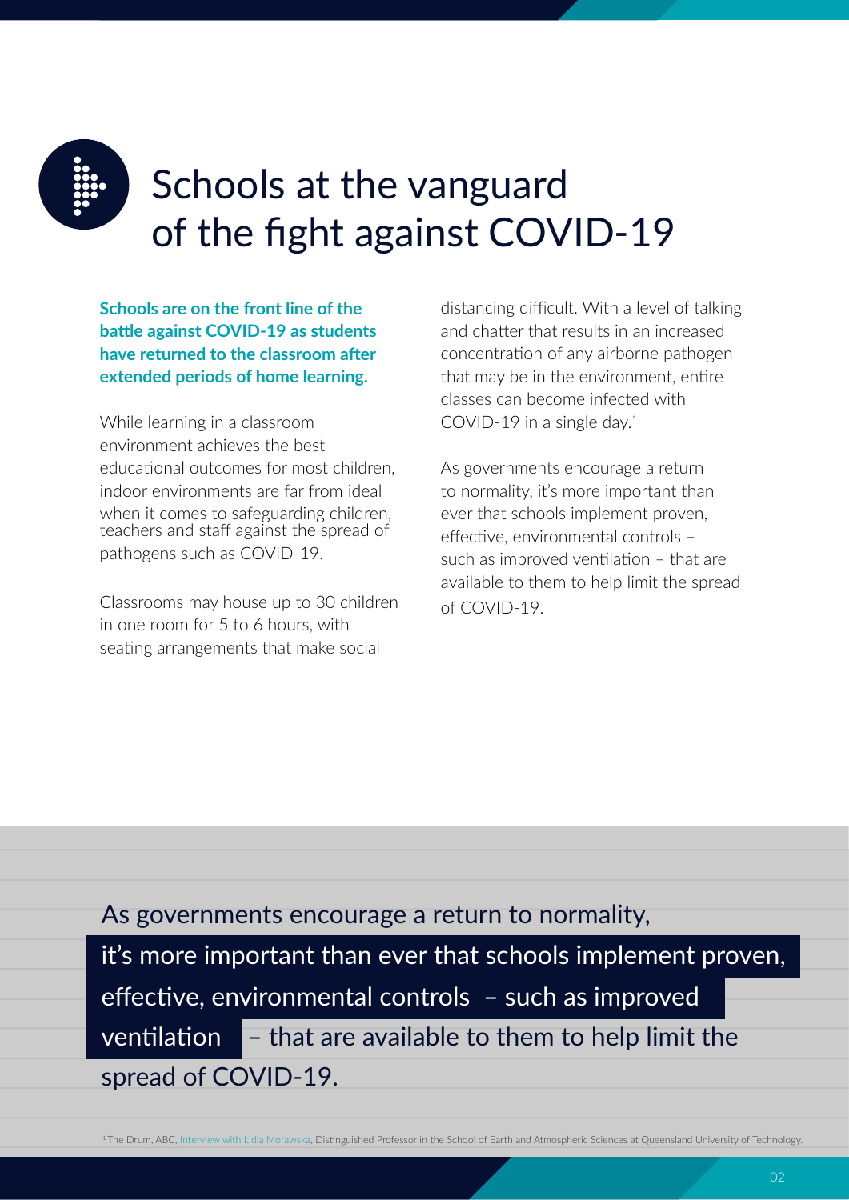# Schools at the vanguard of the fight against COVID-19

**Schools are on the front line of the battle against COVID-19 as students have returned to the classroom after extended periods of home learning.**

While learning in a classroom environment achieves the best educational outcomes for most children, indoor environments are far from ideal when it comes to safeguarding children, teachers and staff against the spread of pathogens such as COVID-19.

Classrooms may house up to 30 children in one room for 5 to 6 hours, with seating arrangements that make social distancing difficult. With a level of talking and chatter that results in an increased concentration of any airborne pathogen that may be in the environment, entire classes can become infected with COVID-19 in a single day.[1]

As governments encourage a return to normality, it's more important than ever that schools implement proven, effective, environmental controls – such as improved ventilation – that are available to them to help limit the spread of COVID-19.

> As governments encourage a return to normality, it's more important than ever that schools implement proven, effective, environmental controls – such as improved ventilation – that are available to them to help limit the spread of COVID-19.

[1] The Drum, ABC, Interview with Lidia Morawska, Distinguished Professor in the School of Earth and Atmospheric Sciences at Queensland University of Technology.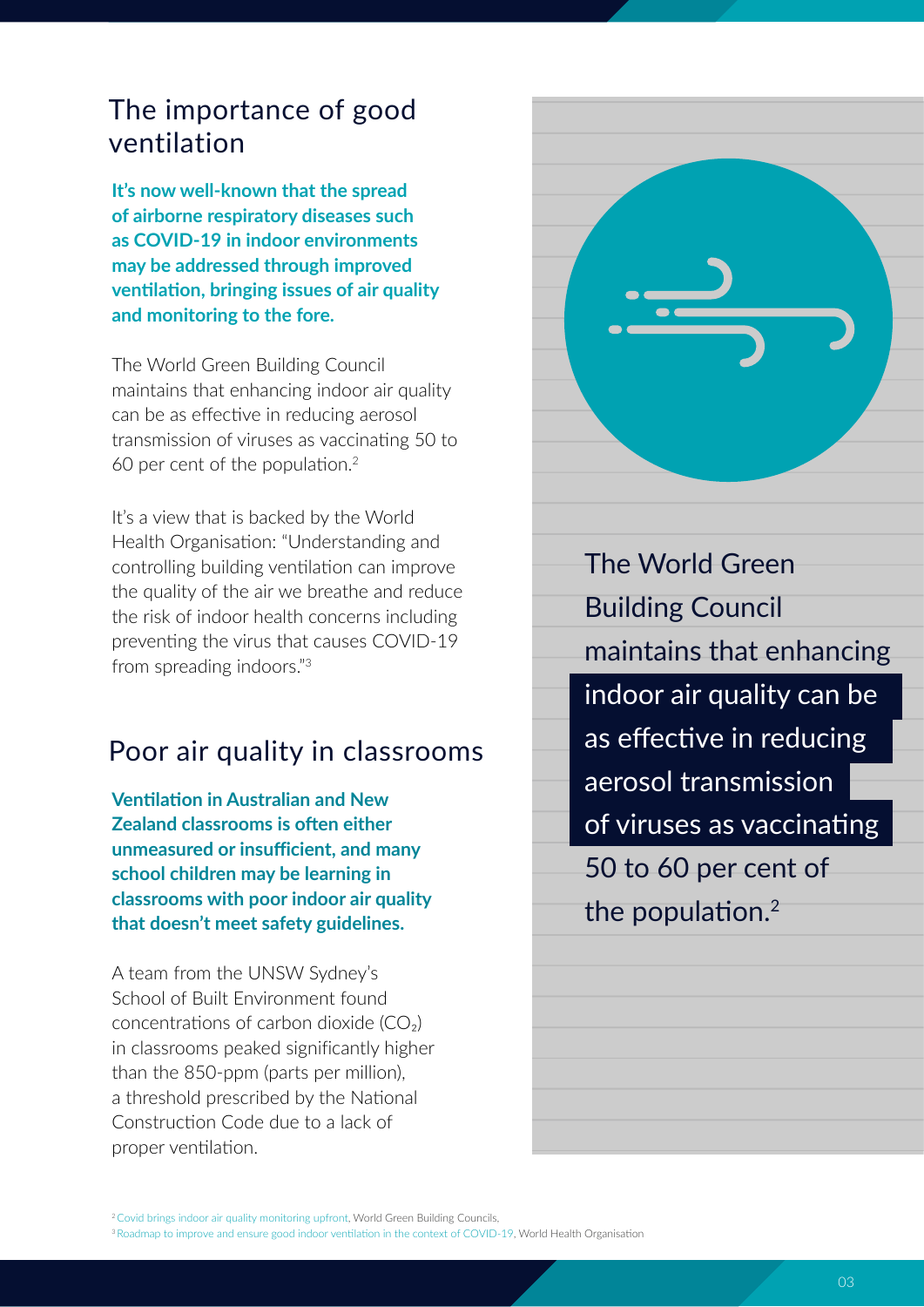## The importance of good ventilation

**It's now well-known that the spread of airborne respiratory diseases such as COVID-19 in indoor environments may be addressed through improved ventilation, bringing issues of air quality and monitoring to the fore.**

The World Green Building Council maintains that enhancing indoor air quality can be as effective in reducing aerosol transmission of viruses as vaccinating 50 to 60 per cent of the population.[2]

It's a view that is backed by the World Health Organisation: "Understanding and controlling building ventilation can improve the quality of the air we breathe and reduce the risk of indoor health concerns including preventing the virus that causes COVID-19 from spreading indoors."[3]

> The World Green Building Council maintains that enhancing indoor air quality can be as effective in reducing aerosol transmission of viruses as vaccinating 50 to 60 per cent of the population.[2]

## Poor air quality in classrooms

**Ventilation in Australian and New Zealand classrooms is often either unmeasured or insufficient, and many school children may be learning in classrooms with poor indoor air quality that doesn't meet safety guidelines.**

A team from the UNSW Sydney's School of Built Environment found concentrations of carbon dioxide ($CO_2$) in classrooms peaked significantly higher than the 850-ppm (parts per million), a threshold prescribed by the National Construction Code due to a lack of proper ventilation.

[2] Covid brings indoor air quality monitoring upfront, World Green Building Councils.
[3] Roadmap to improve and ensure good indoor ventilation in the context of COVID-19, World Health Organisation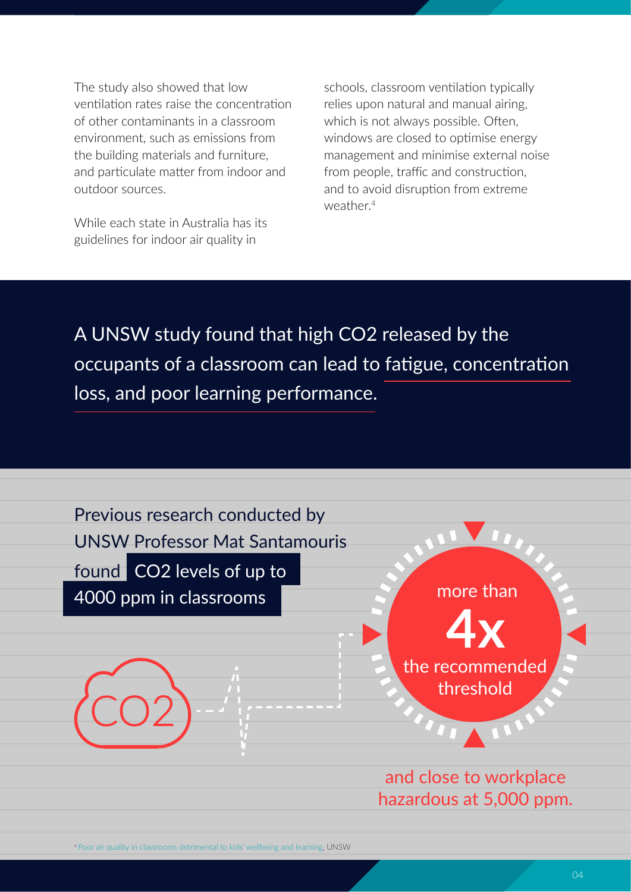The study also showed that low ventilation rates raise the concentration of other contaminants in a classroom environment, such as emissions from the building materials and furniture, and particulate matter from indoor and outdoor sources.

While each state in Australia has its guidelines for indoor air quality in schools, classroom ventilation typically relies upon natural and manual airing, which is not always possible. Often, windows are closed to optimise energy management and minimise external noise from people, traffic and construction, and to avoid disruption from extreme weather.[4]

A UNSW study found that high CO2 released by the occupants of a classroom can lead to fatigue, concentration loss, and poor learning performance.

Previous research conducted by UNSW Professor Mat Santamouris found **CO2 levels of up to 4000 ppm in classrooms**

CO2

more than **4x** the recommended threshold

and close to workplace hazardous at 5,000 ppm.

[4] Poor air quality in classrooms detrimental to kids' wellbeing and learning, UNSW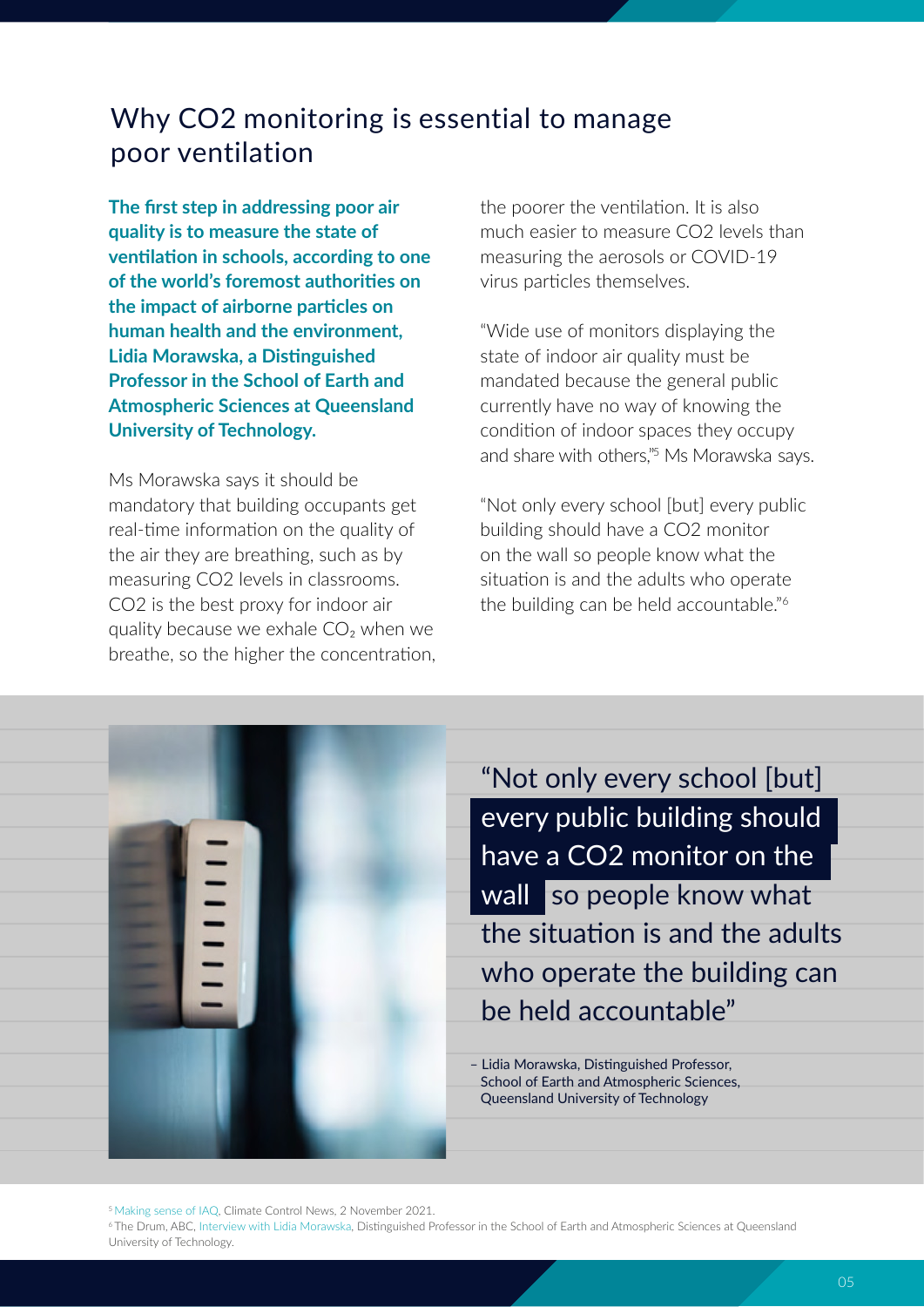## Why CO2 monitoring is essential to manage poor ventilation

**The first step in addressing poor air quality is to measure the state of ventilation in schools, according to one of the world's foremost authorities on the impact of airborne particles on human health and the environment, Lidia Morawska, a Distinguished Professor in the School of Earth and Atmospheric Sciences at Queensland University of Technology.**

Ms Morawska says it should be mandatory that building occupants get real-time information on the quality of the air they are breathing, such as by measuring CO2 levels in classrooms. CO2 is the best proxy for indoor air quality because we exhale $CO_2$ when we breathe, so the higher the concentration, the poorer the ventilation. It is also much easier to measure CO2 levels than measuring the aerosols or COVID-19 virus particles themselves.

"Wide use of monitors displaying the state of indoor air quality must be mandated because the general public currently have no way of knowing the condition of indoor spaces they occupy and share with others,"[5] Ms Morawska says.

"Not only every school [but] every public building should have a CO2 monitor on the wall so people know what the situation is and the adults who operate the building can be held accountable."[6]

> "Not only every school [but] every public building should have a CO2 monitor on the wall so people know what the situation is and the adults who operate the building can be held accountable"
>
> – Lidia Morawska, Distinguished Professor, School of Earth and Atmospheric Sciences, Queensland University of Technology

[5] Making sense of IAQ, Climate Control News, 2 November 2021.
[6] The Drum, ABC, Interview with Lidia Morawska, Distinguished Professor in the School of Earth and Atmospheric Sciences at Queensland University of Technology.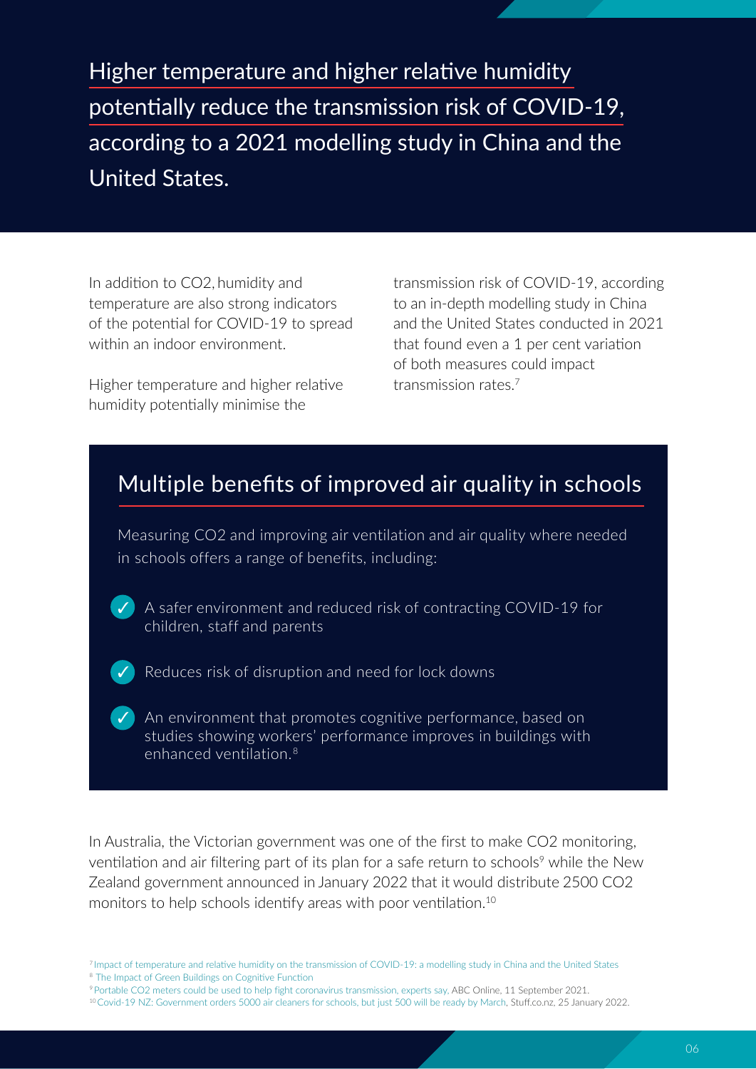Higher temperature and higher relative humidity potentially reduce the transmission risk of COVID-19, according to a 2021 modelling study in China and the United States.

In addition to $CO_2$, humidity and temperature are also strong indicators of the potential for COVID-19 to spread within an indoor environment.

Higher temperature and higher relative humidity potentially minimise the transmission risk of COVID-19, according to an in-depth modelling study in China and the United States conducted in 2021 that found even a 1 per cent variation of both measures could impact transmission rates.[7]

## Multiple benefits of improved air quality in schools

Measuring $CO_2$ and improving air ventilation and air quality where needed in schools offers a range of benefits, including:

- ✓ A safer environment and reduced risk of contracting COVID-19 for children, staff and parents
- ✓ Reduces risk of disruption and need for lock downs
- ✓ An environment that promotes cognitive performance, based on studies showing workers' performance improves in buildings with enhanced ventilation.[8]

In Australia, the Victorian government was one of the first to make $CO_2$ monitoring, ventilation and air filtering part of its plan for a safe return to schools[9] while the New Zealand government announced in January 2022 that it would distribute 2500 $CO_2$ monitors to help schools identify areas with poor ventilation.[10]

[7] Impact of temperature and relative humidity on the transmission of COVID-19: a modelling study in China and the United States
[8] The Impact of Green Buildings on Cognitive Function
[9] Portable CO2 meters could be used to help fight coronavirus transmission, experts say, ABC Online, 11 September 2021.
[10] Covid-19 NZ: Government orders 5000 air cleaners for schools, but just 500 will be ready by March, Stuff.co.nz, 25 January 2022.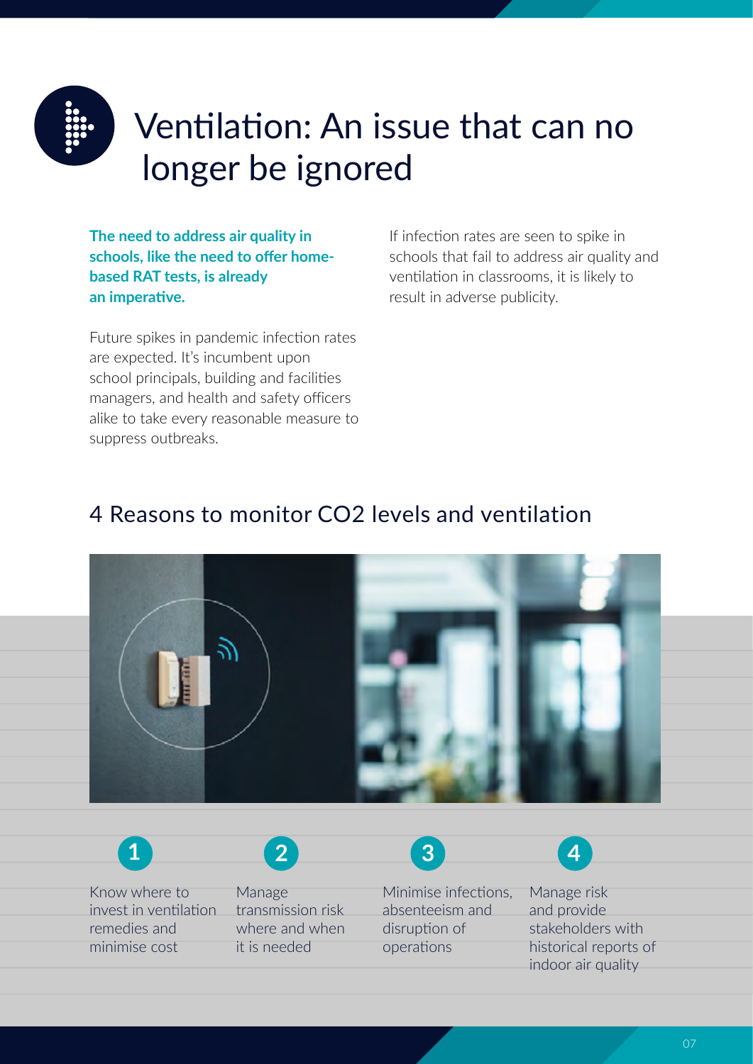# Ventilation: An issue that can no longer be ignored

**The need to address air quality in schools, like the need to offer home-based RAT tests, is already an imperative.**

Future spikes in pandemic infection rates are expected. It's incumbent upon school principals, building and facilities managers, and health and safety officers alike to take every reasonable measure to suppress outbreaks.

If infection rates are seen to spike in schools that fail to address air quality and ventilation in classrooms, it is likely to result in adverse publicity.

## 4 Reasons to monitor CO2 levels and ventilation

1. Know where to invest in ventilation remedies and minimise cost
2. Manage transmission risk where and when it is needed
3. Minimise infections, absenteeism and disruption of operations
4. Manage risk and provide stakeholders with historical reports of indoor air quality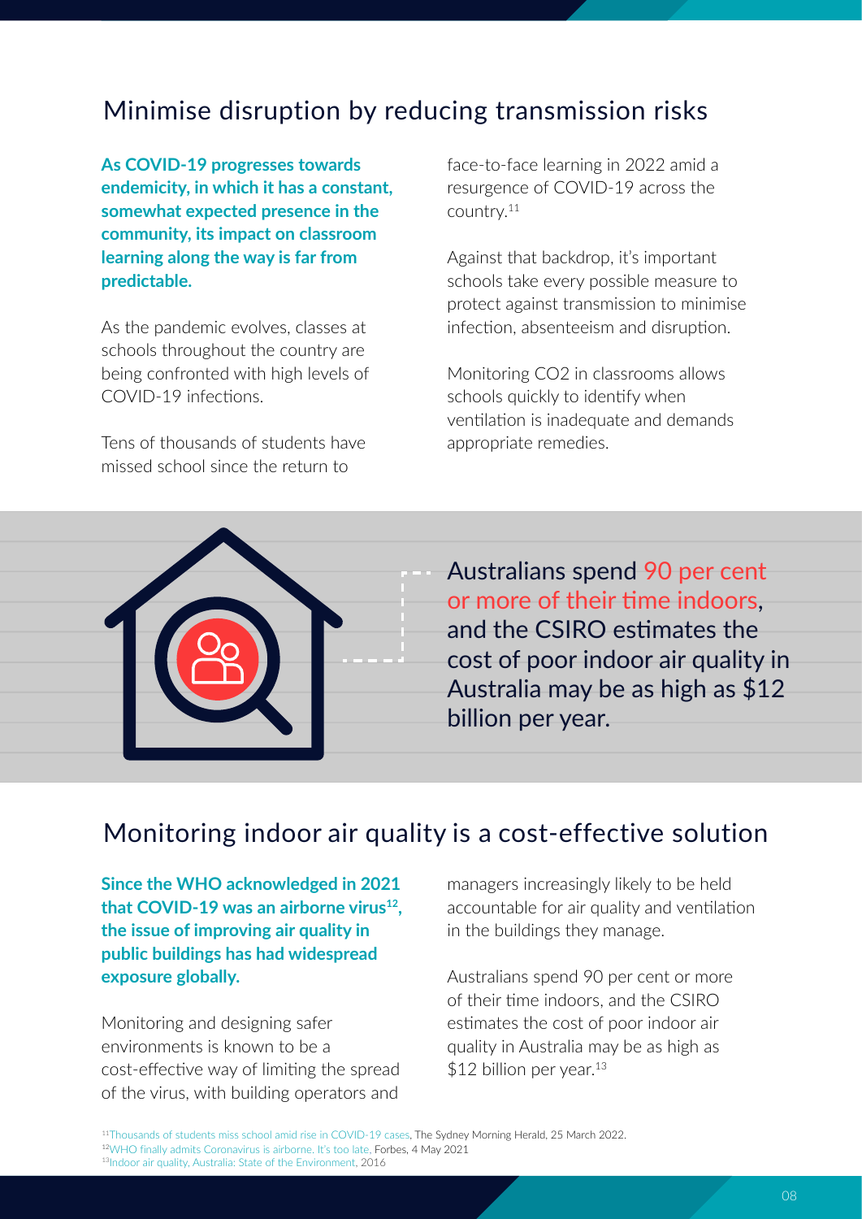## Minimise disruption by reducing transmission risks

**As COVID-19 progresses towards endemicity, in which it has a constant, somewhat expected presence in the community, its impact on classroom learning along the way is far from predictable.**

As the pandemic evolves, classes at schools throughout the country are being confronted with high levels of COVID-19 infections.

Tens of thousands of students have missed school since the return to face-to-face learning in 2022 amid a resurgence of COVID-19 across the country.[11]

Against that backdrop, it's important schools take every possible measure to protect against transmission to minimise infection, absenteeism and disruption.

Monitoring CO2 in classrooms allows schools quickly to identify when ventilation is inadequate and demands appropriate remedies.

Australians spend 90 per cent or more of their time indoors, and the CSIRO estimates the cost of poor indoor air quality in Australia may be as high as $12 billion per year.

## Monitoring indoor air quality is a cost-effective solution

**Since the WHO acknowledged in 2021 that COVID-19 was an airborne virus[12], the issue of improving air quality in public buildings has had widespread exposure globally.**

Monitoring and designing safer environments is known to be a cost-effective way of limiting the spread of the virus, with building operators and managers increasingly likely to be held accountable for air quality and ventilation in the buildings they manage.

Australians spend 90 per cent or more of their time indoors, and the CSIRO estimates the cost of poor indoor air quality in Australia may be as high as $12 billion per year.[13]

[11] Thousands of students miss school amid rise in COVID-19 cases, The Sydney Morning Herald, 25 March 2022.
[12] WHO finally admits Coronavirus is airborne. It's too late, Forbes, 4 May 2021
[13] Indoor air quality, Australia: State of the Environment, 2016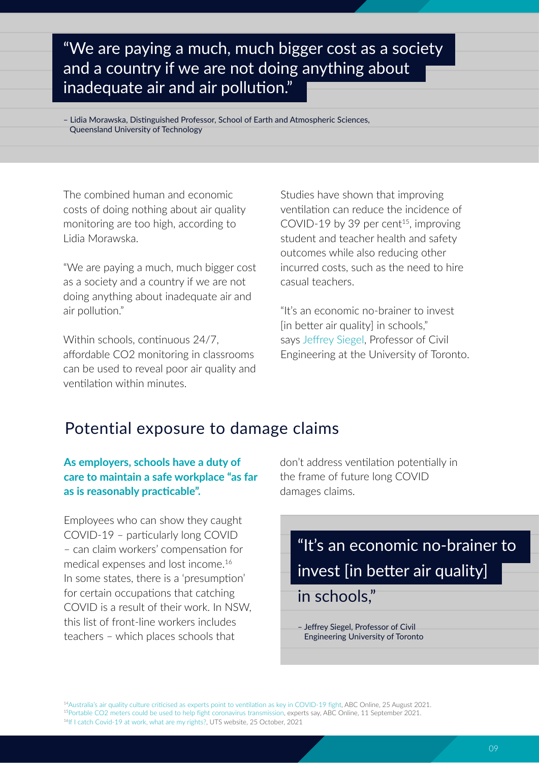> “We are paying a much, much bigger cost as a society and a country if we are not doing anything about inadequate air and air pollution.”
>
> – Lidia Morawska, Distinguished Professor, School of Earth and Atmospheric Sciences, Queensland University of Technology

The combined human and economic costs of doing nothing about air quality monitoring are too high, according to Lidia Morawska.

“We are paying a much, much bigger cost as a society and a country if we are not doing anything about inadequate air and air pollution.”

Within schools, continuous 24/7, affordable CO2 monitoring in classrooms can be used to reveal poor air quality and ventilation within minutes.

Studies have shown that improving ventilation can reduce the incidence of COVID-19 by 39 per cent[15], improving student and teacher health and safety outcomes while also reducing other incurred costs, such as the need to hire casual teachers.

“It’s an economic no-brainer to invest [in better air quality] in schools,” says Jeffrey Siegel, Professor of Civil Engineering at the University of Toronto.

## Potential exposure to damage claims

**As employers, schools have a duty of care to maintain a safe workplace “as far as is reasonably practicable”.**

Employees who can show they caught COVID-19 – particularly long COVID – can claim workers’ compensation for medical expenses and lost income.[16] In some states, there is a ‘presumption’ for certain occupations that catching COVID is a result of their work. In NSW, this list of front-line workers includes teachers – which places schools that don’t address ventilation potentially in the frame of future long COVID damages claims.

> “It’s an economic no-brainer to invest [in better air quality] in schools,”
>
> – Jeffrey Siegel, Professor of Civil Engineering University of Toronto

[14] Australia’s air quality culture criticised as experts point to ventilation as key in COVID-19 fight, ABC Online, 25 August 2021.
[15] Portable CO2 meters could be used to help fight coronavirus transmission, experts say, ABC Online, 11 September 2021.
[16] If I catch Covid-19 at work, what are my rights?, UTS website, 25 October, 2021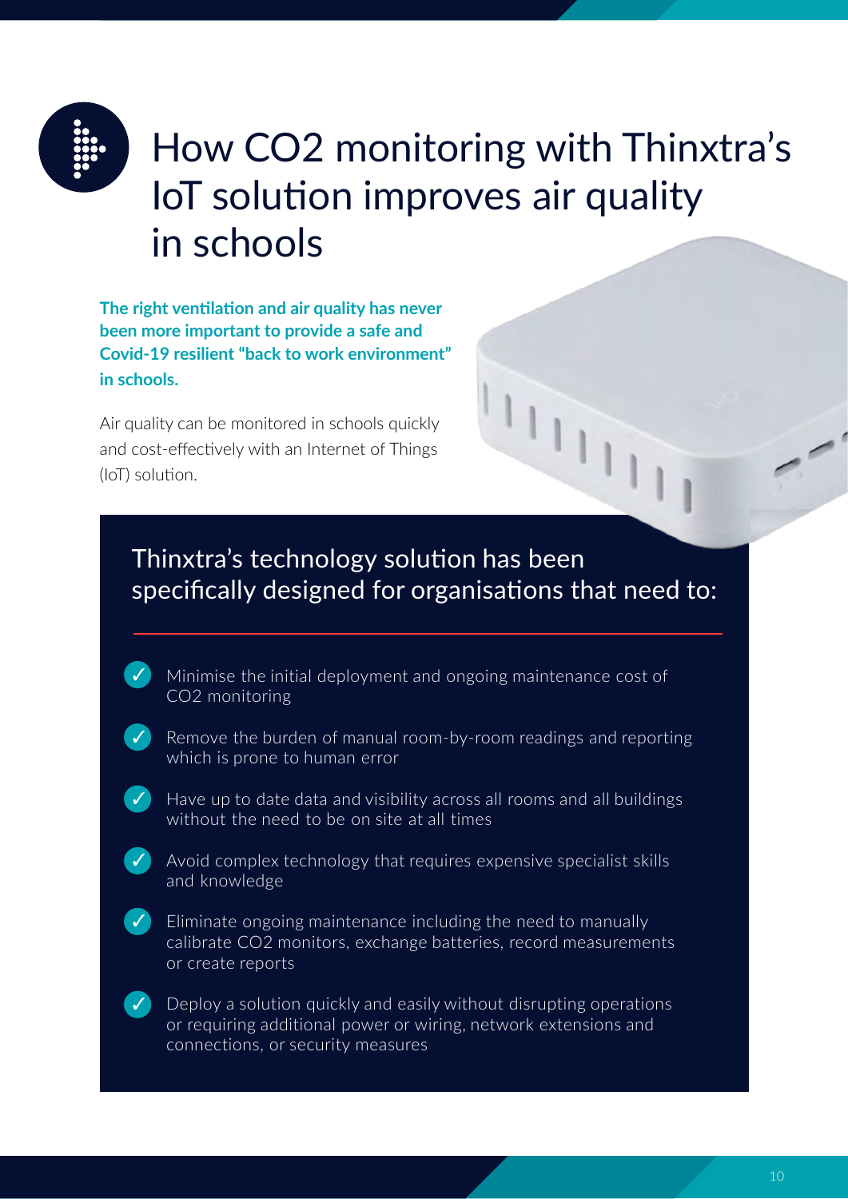# How CO2 monitoring with Thinxtra's IoT solution improves air quality in schools

**The right ventilation and air quality has never been more important to provide a safe and Covid-19 resilient "back to work environment" in schools.**

Air quality can be monitored in schools quickly and cost-effectively with an Internet of Things (IoT) solution.

## Thinxtra's technology solution has been specifically designed for organisations that need to:

- ✓ Minimise the initial deployment and ongoing maintenance cost of CO2 monitoring
- ✓ Remove the burden of manual room-by-room readings and reporting which is prone to human error
- ✓ Have up to date data and visibility across all rooms and all buildings without the need to be on site at all times
- ✓ Avoid complex technology that requires expensive specialist skills and knowledge
- ✓ Eliminate ongoing maintenance including the need to manually calibrate CO2 monitors, exchange batteries, record measurements or create reports
- ✓ Deploy a solution quickly and easily without disrupting operations or requiring additional power or wiring, network extensions and connections, or security measures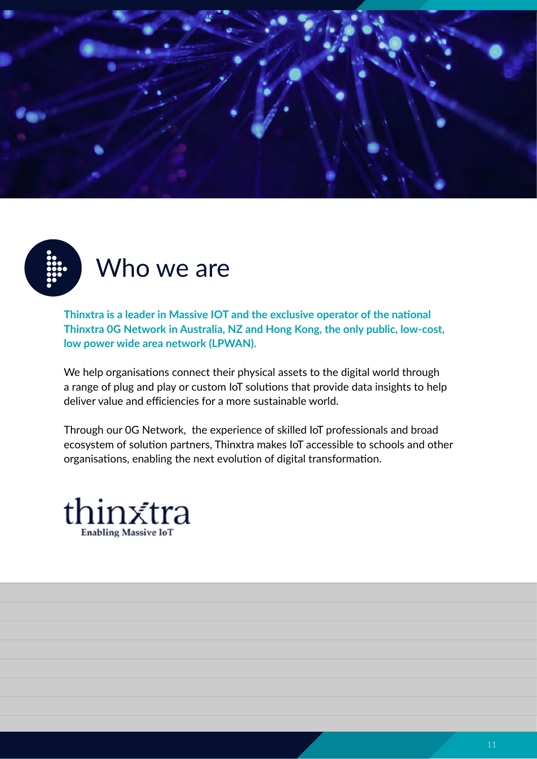# Who we are

**Thinxtra is a leader in Massive IOT and the exclusive operator of the national Thinxtra 0G Network in Australia, NZ and Hong Kong, the only public, low-cost, low power wide area network (LPWAN).**

We help organisations connect their physical assets to the digital world through a range of plug and play or custom IoT solutions that provide data insights to help deliver value and efficiencies for a more sustainable world.

Through our 0G Network, the experience of skilled IoT professionals and broad ecosystem of solution partners, Thinxtra makes IoT accessible to schools and other organisations, enabling the next evolution of digital transformation.

thinxtra
Enabling Massive IoT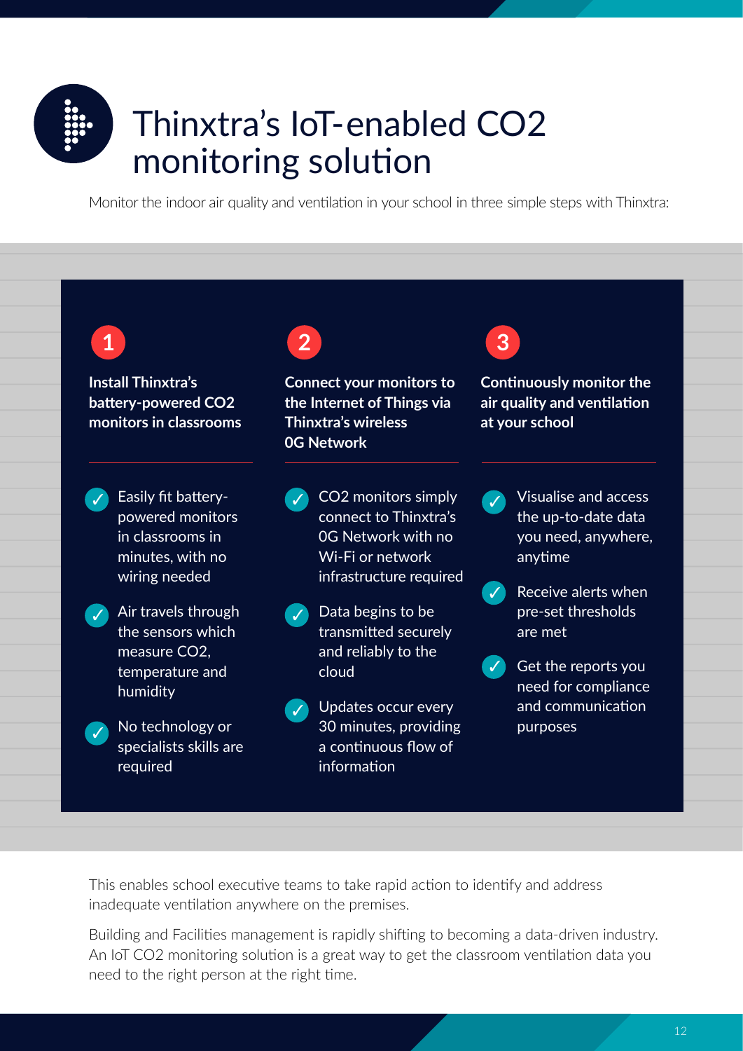# Thinxtra's IoT-enabled CO2 monitoring solution

Monitor the indoor air quality and ventilation in your school in three simple steps with Thinxtra:

**1**

**Install Thinxtra's battery-powered CO2 monitors in classrooms**

- Easily fit battery-powered monitors in classrooms in minutes, with no wiring needed
- Air travels through the sensors which measure CO2, temperature and humidity
- No technology or specialists skills are required

**2**

**Connect your monitors to the Internet of Things via Thinxtra's wireless 0G Network**

- CO2 monitors simply connect to Thinxtra's 0G Network with no Wi-Fi or network infrastructure required
- Data begins to be transmitted securely and reliably to the cloud
- Updates occur every 30 minutes, providing a continuous flow of information

**3**

**Continuously monitor the air quality and ventilation at your school**

- Visualise and access the up-to-date data you need, anywhere, anytime
- Receive alerts when pre-set thresholds are met
- Get the reports you need for compliance and communication purposes

This enables school executive teams to take rapid action to identify and address inadequate ventilation anywhere on the premises.

Building and Facilities management is rapidly shifting to becoming a data-driven industry. An IoT CO2 monitoring solution is a great way to get the classroom ventilation data you need to the right person at the right time.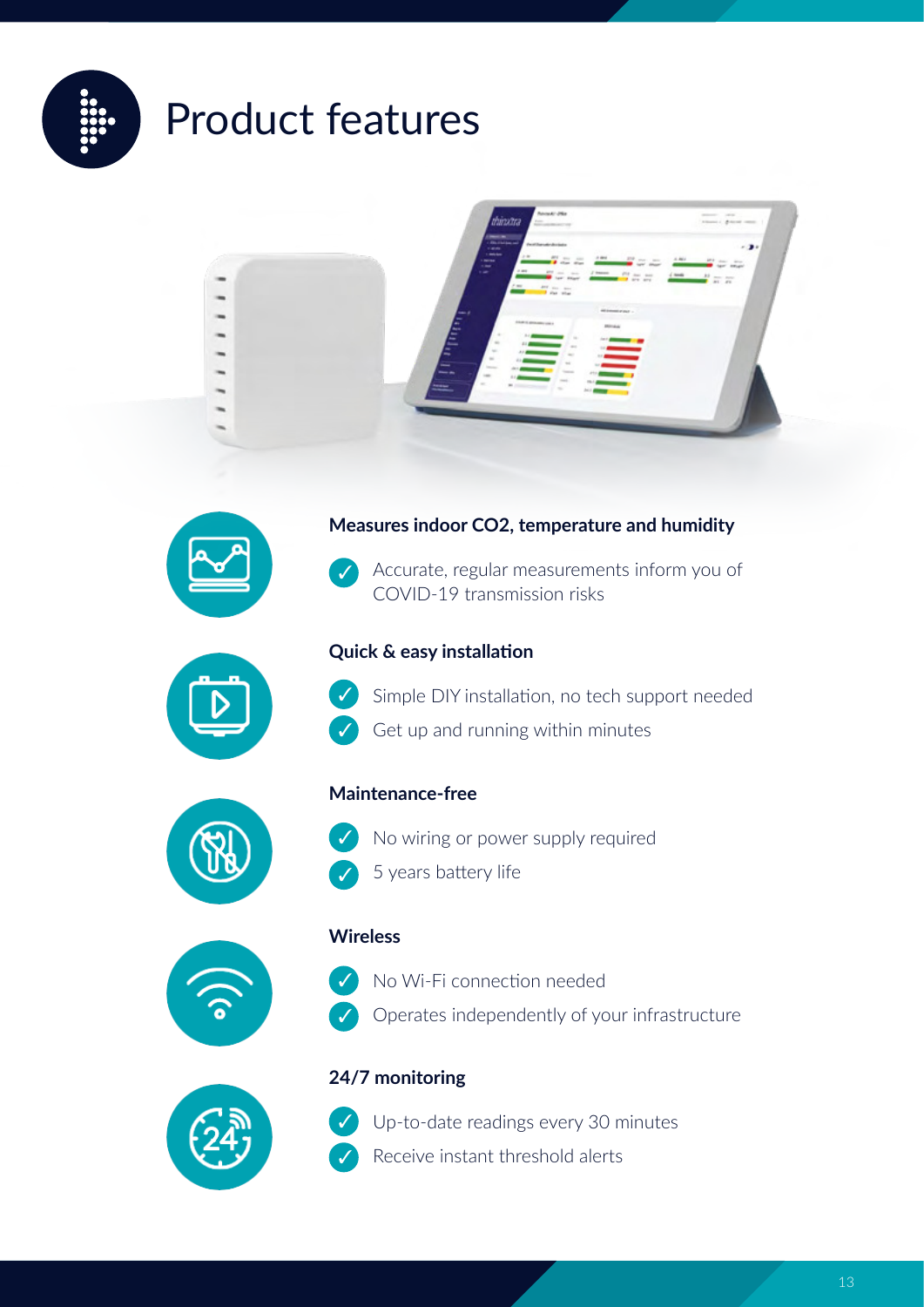# Product features

### Measures indoor $CO_2$, temperature and humidity

- ✓ Accurate, regular measurements inform you of COVID-19 transmission risks

### Quick & easy installation

- ✓ Simple DIY installation, no tech support needed
- ✓ Get up and running within minutes

### Maintenance-free

- ✓ No wiring or power supply required
- ✓ 5 years battery life

### Wireless

- ✓ No Wi-Fi connection needed
- ✓ Operates independently of your infrastructure

### 24/7 monitoring

- ✓ Up-to-date readings every 30 minutes
- ✓ Receive instant threshold alerts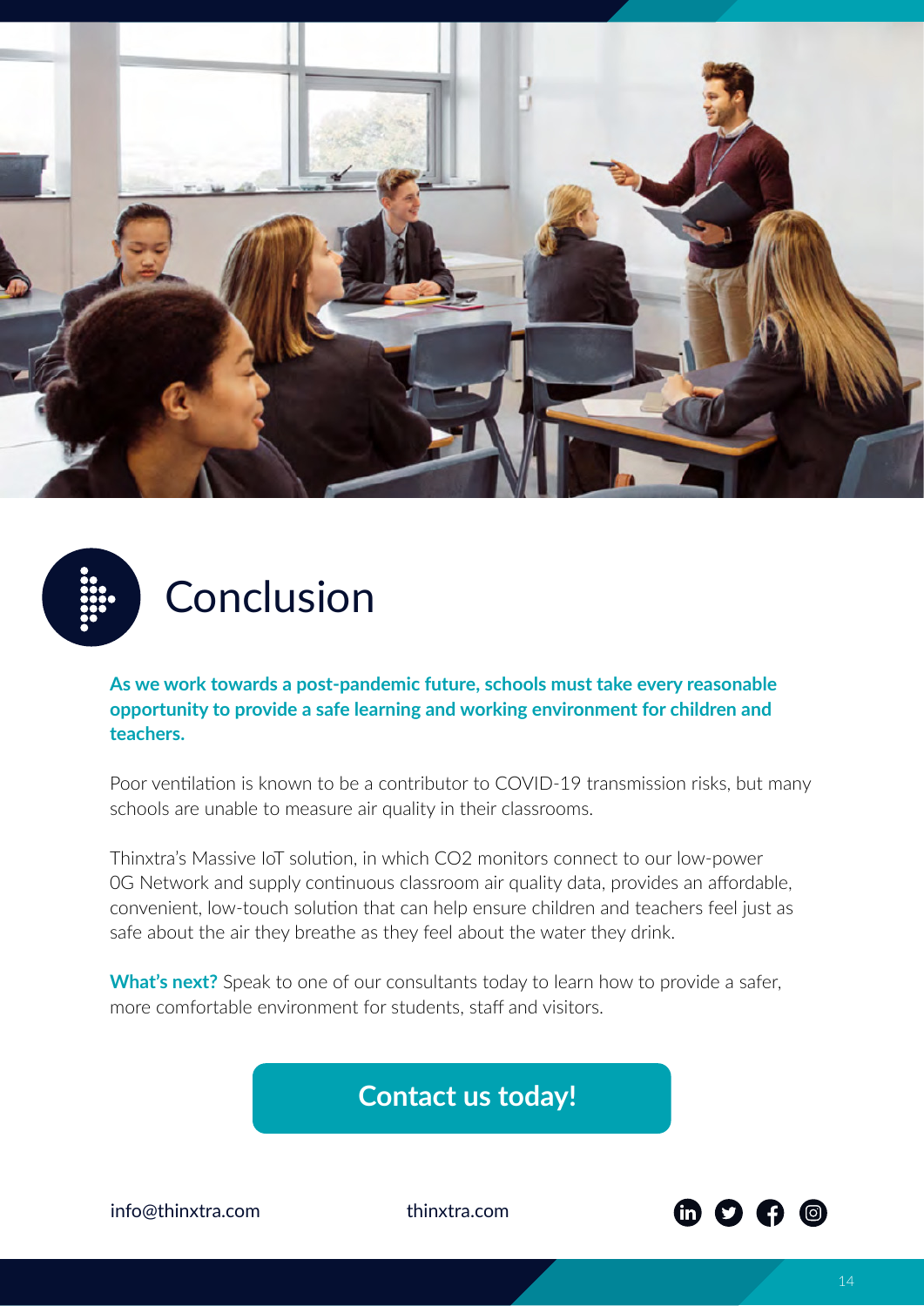# Conclusion

**As we work towards a post-pandemic future, schools must take every reasonable opportunity to provide a safe learning and working environment for children and teachers.**

Poor ventilation is known to be a contributor to COVID-19 transmission risks, but many schools are unable to measure air quality in their classrooms.

Thinxtra's Massive IoT solution, in which CO2 monitors connect to our low-power 0G Network and supply continuous classroom air quality data, provides an affordable, convenient, low-touch solution that can help ensure children and teachers feel just as safe about the air they breathe as they feel about the water they drink.

**What's next?** Speak to one of our consultants today to learn how to provide a safer, more comfortable environment for students, staff and visitors.

**Contact us today!**

info@thinxtra.com

thinxtra.com